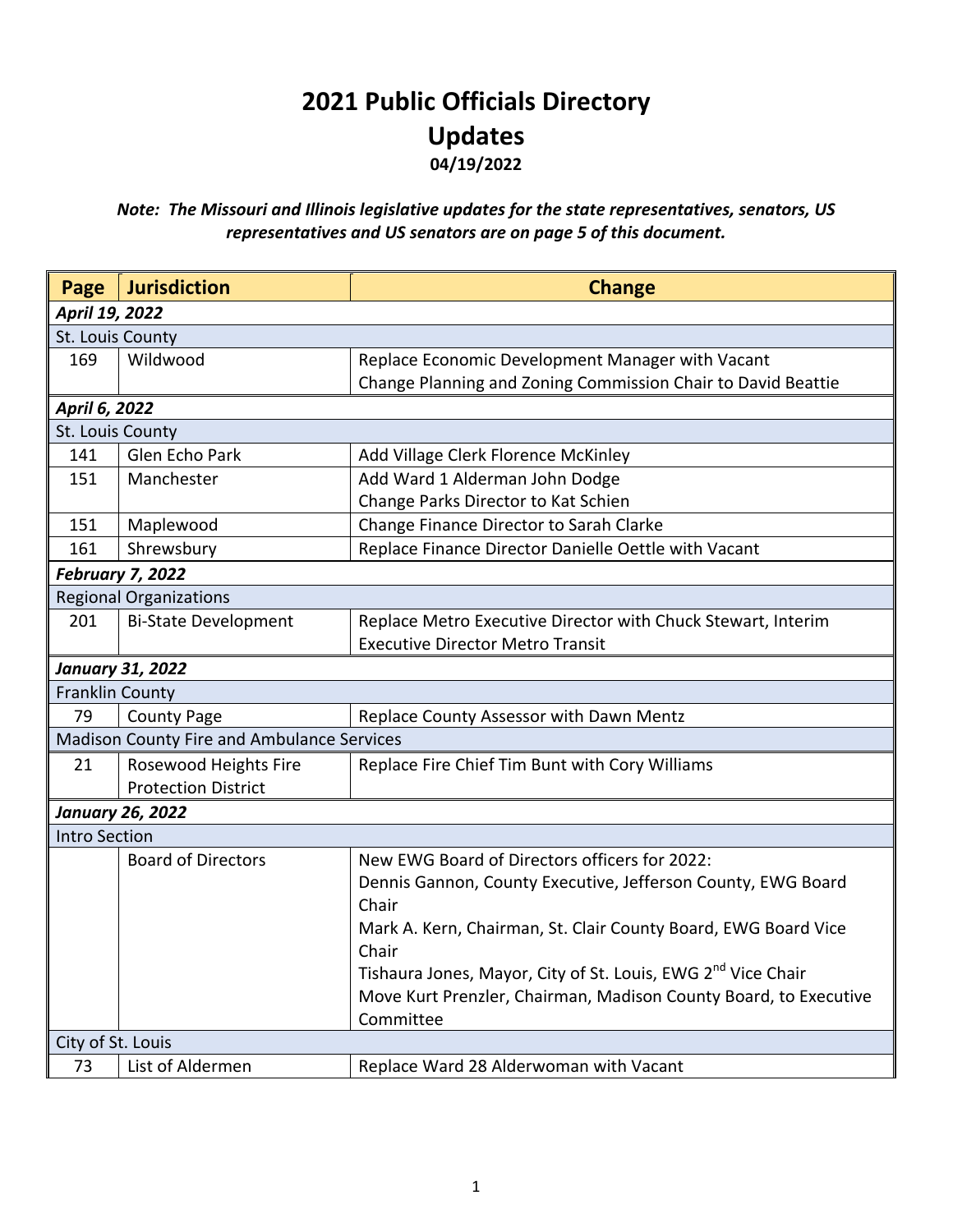# 2021 Public Officials Directory

# Updates

**04/19/2022**

***Note: The Missouri and Illinois legislative updates for the state representatives, senators, US representatives and US senators are on page 5 of this document.***

| Page | Jurisdiction | Change |
|---|---|---|
| ***April 19, 2022*** | | |
| St. Louis County | | |
| 169 | Wildwood | Replace Economic Development Manager with Vacant<br>Change Planning and Zoning Commission Chair to David Beattie |
| ***April 6, 2022*** | | |
| St. Louis County | | |
| 141 | Glen Echo Park | Add Village Clerk Florence McKinley |
| 151 | Manchester | Add Ward 1 Alderman John Dodge<br>Change Parks Director to Kat Schien |
| 151 | Maplewood | Change Finance Director to Sarah Clarke |
| 161 | Shrewsbury | Replace Finance Director Danielle Oettle with Vacant |
| ***February 7, 2022*** | | |
| Regional Organizations | | |
| 201 | Bi-State Development | Replace Metro Executive Director with Chuck Stewart, Interim Executive Director Metro Transit |
| ***January 31, 2022*** | | |
| Franklin County | | |
| 79 | County Page | Replace County Assessor with Dawn Mentz |
| Madison County Fire and Ambulance Services | | |
| 21 | Rosewood Heights Fire Protection District | Replace Fire Chief Tim Bunt with Cory Williams |
| ***January 26, 2022*** | | |
| Intro Section | | |
| | Board of Directors | New EWG Board of Directors officers for 2022:<br>Dennis Gannon, County Executive, Jefferson County, EWG Board Chair<br>Mark A. Kern, Chairman, St. Clair County Board, EWG Board Vice Chair<br>Tishaura Jones, Mayor, City of St. Louis, EWG 2nd Vice Chair<br>Move Kurt Prenzler, Chairman, Madison County Board, to Executive Committee |
| City of St. Louis | | |
| 73 | List of Aldermen | Replace Ward 28 Alderwoman with Vacant |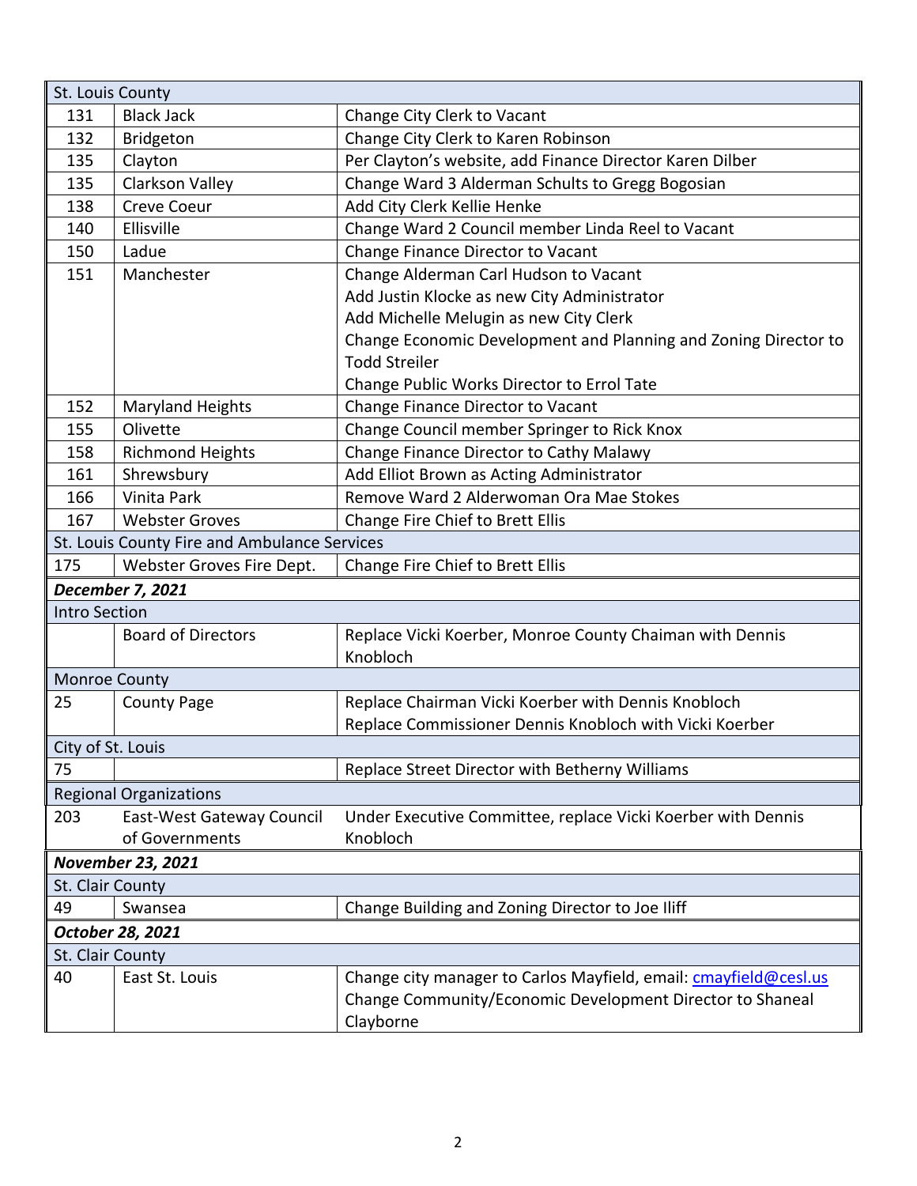| | | |
|---|---|---|
| St. Louis County | | |
| 131 | Black Jack | Change City Clerk to Vacant |
| 132 | Bridgeton | Change City Clerk to Karen Robinson |
| 135 | Clayton | Per Clayton's website, add Finance Director Karen Dilber |
| 135 | Clarkson Valley | Change Ward 3 Alderman Schults to Gregg Bogosian |
| 138 | Creve Coeur | Add City Clerk Kellie Henke |
| 140 | Ellisville | Change Ward 2 Council member Linda Reel to Vacant |
| 150 | Ladue | Change Finance Director to Vacant |
| 151 | Manchester | Change Alderman Carl Hudson to Vacant<br>Add Justin Klocke as new City Administrator<br>Add Michelle Melugin as new City Clerk<br>Change Economic Development and Planning and Zoning Director to Todd Streiler<br>Change Public Works Director to Errol Tate |
| 152 | Maryland Heights | Change Finance Director to Vacant |
| 155 | Olivette | Change Council member Springer to Rick Knox |
| 158 | Richmond Heights | Change Finance Director to Cathy Malawy |
| 161 | Shrewsbury | Add Elliot Brown as Acting Administrator |
| 166 | Vinita Park | Remove Ward 2 Alderwoman Ora Mae Stokes |
| 167 | Webster Groves | Change Fire Chief to Brett Ellis |
| St. Louis County Fire and Ambulance Services | | |
| 175 | Webster Groves Fire Dept. | Change Fire Chief to Brett Ellis |
| ***December 7, 2021*** | | |
| Intro Section | | |
| | Board of Directors | Replace Vicki Koerber, Monroe County Chaiman with Dennis Knobloch |
| Monroe County | | |
| 25 | County Page | Replace Chairman Vicki Koerber with Dennis Knobloch<br>Replace Commissioner Dennis Knobloch with Vicki Koerber |
| City of St. Louis | | |
| 75 | | Replace Street Director with Betherny Williams |
| Regional Organizations | | |
| 203 | East-West Gateway Council of Governments | Under Executive Committee, replace Vicki Koerber with Dennis Knobloch |
| ***November 23, 2021*** | | |
| St. Clair County | | |
| 49 | Swansea | Change Building and Zoning Director to Joe Iliff |
| ***October 28, 2021*** | | |
| St. Clair County | | |
| 40 | East St. Louis | Change city manager to Carlos Mayfield, email: cmayfield@cesl.us<br>Change Community/Economic Development Director to Shaneal Clayborne |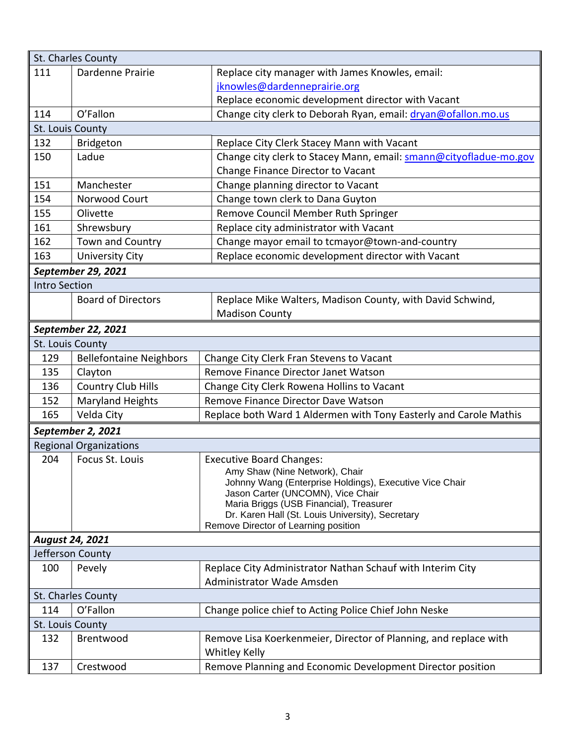| | | |
|---|---|---|
| **St. Charles County** | | |
| 111 | Dardenne Prairie | Replace city manager with James Knowles, email: jknowles@dardenneprairie.org<br>Replace economic development director with Vacant |
| 114 | O'Fallon | Change city clerk to Deborah Ryan, email: dryan@ofallon.mo.us |
| **St. Louis County** | | |
| 132 | Bridgeton | Replace City Clerk Stacey Mann with Vacant |
| 150 | Ladue | Change city clerk to Stacey Mann, email: smann@cityofladue-mo.gov<br>Change Finance Director to Vacant |
| 151 | Manchester | Change planning director to Vacant |
| 154 | Norwood Court | Change town clerk to Dana Guyton |
| 155 | Olivette | Remove Council Member Ruth Springer |
| 161 | Shrewsbury | Replace city administrator with Vacant |
| 162 | Town and Country | Change mayor email to tcmayor@town-and-country |
| 163 | University City | Replace economic development director with Vacant |
| ***September 29, 2021*** | | |
| **Intro Section** | | |
| | Board of Directors | Replace Mike Walters, Madison County, with David Schwind, Madison County |
| ***September 22, 2021*** | | |
| **St. Louis County** | | |
| 129 | Bellefontaine Neighbors | Change City Clerk Fran Stevens to Vacant |
| 135 | Clayton | Remove Finance Director Janet Watson |
| 136 | Country Club Hills | Change City Clerk Rowena Hollins to Vacant |
| 152 | Maryland Heights | Remove Finance Director Dave Watson |
| 165 | Velda City | Replace both Ward 1 Aldermen with Tony Easterly and Carole Mathis |
| ***September 2, 2021*** | | |
| **Regional Organizations** | | |
| 204 | Focus St. Louis | Executive Board Changes:<br>Amy Shaw (Nine Network), Chair<br>Johnny Wang (Enterprise Holdings), Executive Vice Chair<br>Jason Carter (UNCOMN), Vice Chair<br>Maria Briggs (USB Financial), Treasurer<br>Dr. Karen Hall (St. Louis University), Secretary<br>Remove Director of Learning position |
| ***August 24, 2021*** | | |
| **Jefferson County** | | |
| 100 | Pevely | Replace City Administrator Nathan Schauf with Interim City Administrator Wade Amsden |
| **St. Charles County** | | |
| 114 | O'Fallon | Change police chief to Acting Police Chief John Neske |
| **St. Louis County** | | |
| 132 | Brentwood | Remove Lisa Koerkenmeier, Director of Planning, and replace with Whitley Kelly |
| 137 | Crestwood | Remove Planning and Economic Development Director position |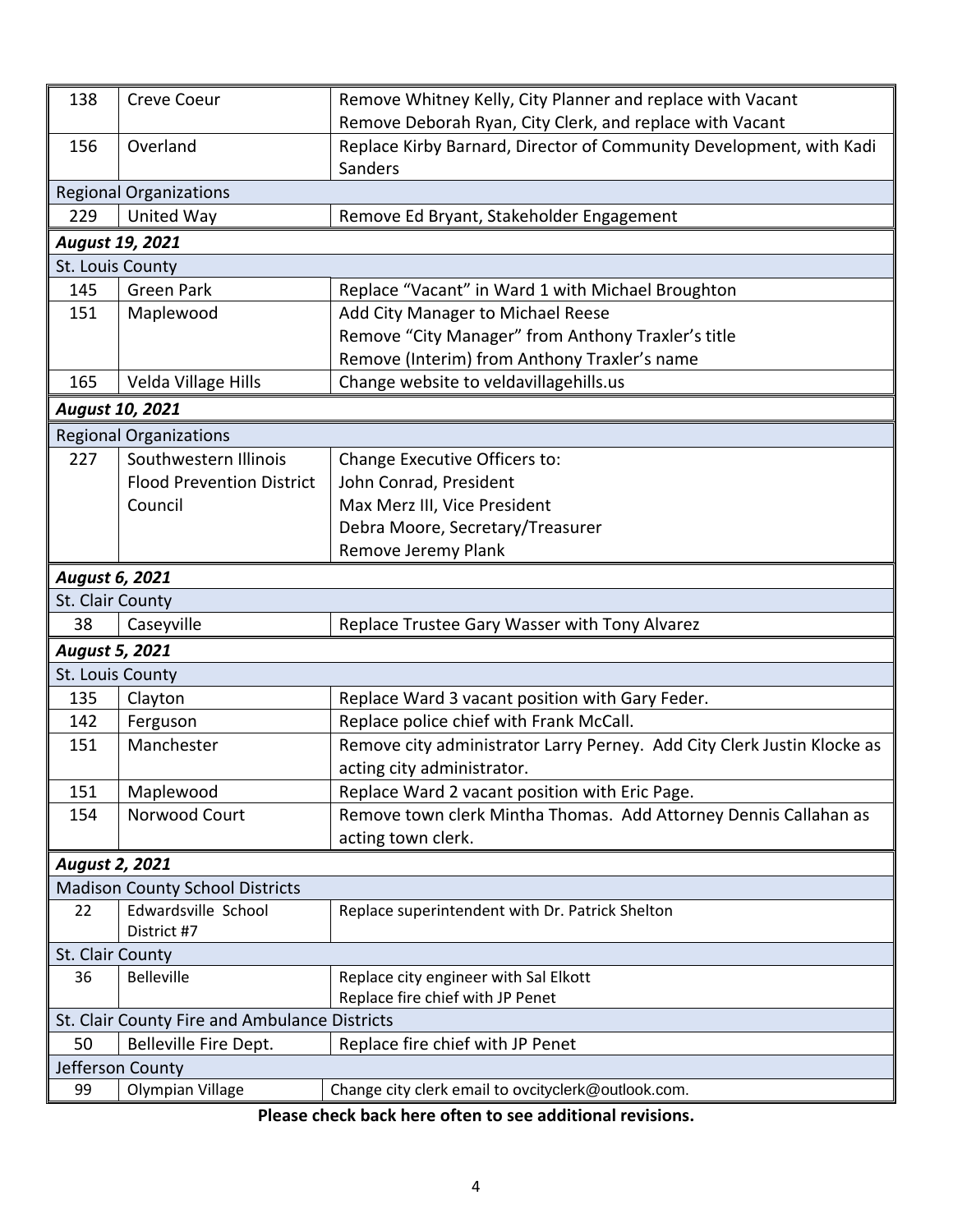| | | |
|---|---|---|
| 138 | Creve Coeur | Remove Whitney Kelly, City Planner and replace with Vacant<br>Remove Deborah Ryan, City Clerk, and replace with Vacant |
| 156 | Overland | Replace Kirby Barnard, Director of Community Development, with Kadi Sanders |
| Regional Organizations | | |
| 229 | United Way | Remove Ed Bryant, Stakeholder Engagement |
| ***August 19, 2021*** | | |
| St. Louis County | | |
| 145 | Green Park | Replace "Vacant" in Ward 1 with Michael Broughton |
| 151 | Maplewood | Add City Manager to Michael Reese<br>Remove "City Manager" from Anthony Traxler's title<br>Remove (Interim) from Anthony Traxler's name |
| 165 | Velda Village Hills | Change website to veldavillagehills.us |
| ***August 10, 2021*** | | |
| Regional Organizations | | |
| 227 | Southwestern Illinois Flood Prevention District Council | Change Executive Officers to:<br>John Conrad, President<br>Max Merz III, Vice President<br>Debra Moore, Secretary/Treasurer<br>Remove Jeremy Plank |
| ***August 6, 2021*** | | |
| St. Clair County | | |
| 38 | Caseyville | Replace Trustee Gary Wasser with Tony Alvarez |
| ***August 5, 2021*** | | |
| St. Louis County | | |
| 135 | Clayton | Replace Ward 3 vacant position with Gary Feder. |
| 142 | Ferguson | Replace police chief with Frank McCall. |
| 151 | Manchester | Remove city administrator Larry Perney. Add City Clerk Justin Klocke as acting city administrator. |
| 151 | Maplewood | Replace Ward 2 vacant position with Eric Page. |
| 154 | Norwood Court | Remove town clerk Mintha Thomas. Add Attorney Dennis Callahan as acting town clerk. |
| ***August 2, 2021*** | | |
| Madison County School Districts | | |
| 22 | Edwardsville School District #7 | Replace superintendent with Dr. Patrick Shelton |
| St. Clair County | | |
| 36 | Belleville | Replace city engineer with Sal Elkott<br>Replace fire chief with JP Penet |
| St. Clair County Fire and Ambulance Districts | | |
| 50 | Belleville Fire Dept. | Replace fire chief with JP Penet |
| Jefferson County | | |
| 99 | Olympian Village | Change city clerk email to ovcityclerk@outlook.com. |

**Please check back here often to see additional revisions.**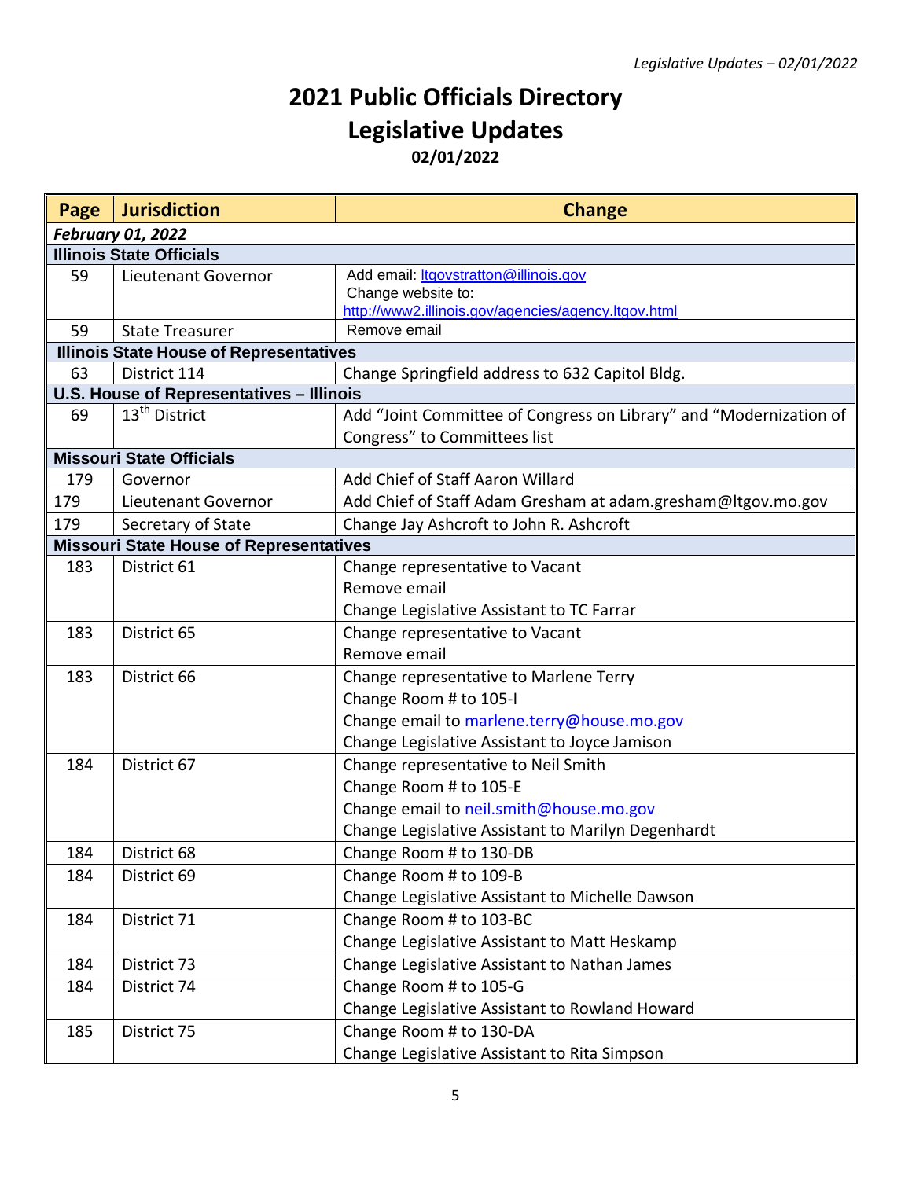# 2021 Public Officials Directory

## Legislative Updates

**02/01/2022**

| Page | Jurisdiction | Change |
|---|---|---|
| ***February 01, 2022*** | | |
| **Illinois State Officials** | | |
| 59 | Lieutenant Governor | Add email: ltgovstratton@illinois.gov<br>Change website to:<br>http://www2.illinois.gov/agencies/agency.ltgov.html |
| 59 | State Treasurer | Remove email |
| **Illinois State House of Representatives** | | |
| 63 | District 114 | Change Springfield address to 632 Capitol Bldg. |
| **U.S. House of Representatives – Illinois** | | |
| 69 | 13th District | Add "Joint Committee of Congress on Library" and "Modernization of Congress" to Committees list |
| **Missouri State Officials** | | |
| 179 | Governor | Add Chief of Staff Aaron Willard |
| 179 | Lieutenant Governor | Add Chief of Staff Adam Gresham at adam.gresham@ltgov.mo.gov |
| 179 | Secretary of State | Change Jay Ashcroft to John R. Ashcroft |
| **Missouri State House of Representatives** | | |
| 183 | District 61 | Change representative to Vacant<br>Remove email<br>Change Legislative Assistant to TC Farrar |
| 183 | District 65 | Change representative to Vacant<br>Remove email |
| 183 | District 66 | Change representative to Marlene Terry<br>Change Room # to 105-I<br>Change email to marlene.terry@house.mo.gov<br>Change Legislative Assistant to Joyce Jamison |
| 184 | District 67 | Change representative to Neil Smith<br>Change Room # to 105-E<br>Change email to neil.smith@house.mo.gov<br>Change Legislative Assistant to Marilyn Degenhardt |
| 184 | District 68 | Change Room # to 130-DB |
| 184 | District 69 | Change Room # to 109-B<br>Change Legislative Assistant to Michelle Dawson |
| 184 | District 71 | Change Room # to 103-BC<br>Change Legislative Assistant to Matt Heskamp |
| 184 | District 73 | Change Legislative Assistant to Nathan James |
| 184 | District 74 | Change Room # to 105-G<br>Change Legislative Assistant to Rowland Howard |
| 185 | District 75 | Change Room # to 130-DA<br>Change Legislative Assistant to Rita Simpson |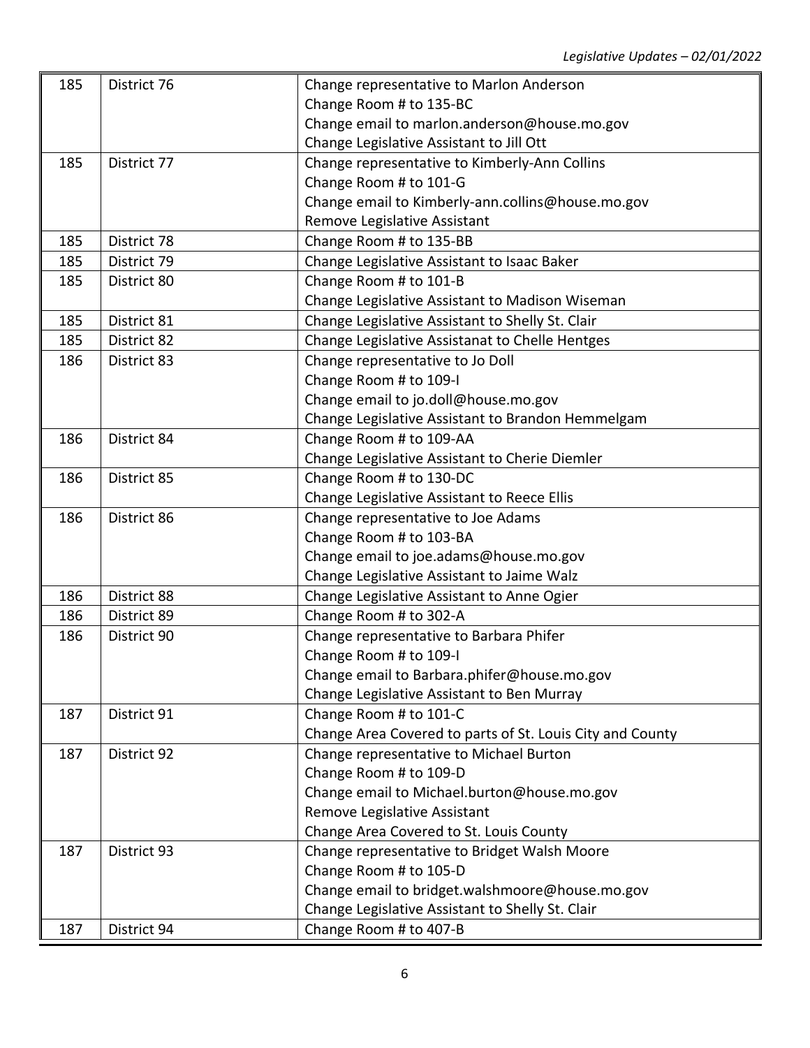| | | |
|---|---|---|
| 185 | District 76 | Change representative to Marlon Anderson<br>Change Room # to 135-BC<br>Change email to marlon.anderson@house.mo.gov<br>Change Legislative Assistant to Jill Ott |
| 185 | District 77 | Change representative to Kimberly-Ann Collins<br>Change Room # to 101-G<br>Change email to Kimberly-ann.collins@house.mo.gov<br>Remove Legislative Assistant |
| 185 | District 78 | Change Room # to 135-BB |
| 185 | District 79 | Change Legislative Assistant to Isaac Baker |
| 185 | District 80 | Change Room # to 101-B<br>Change Legislative Assistant to Madison Wiseman |
| 185 | District 81 | Change Legislative Assistant to Shelly St. Clair |
| 185 | District 82 | Change Legislative Assistanat to Chelle Hentges |
| 186 | District 83 | Change representative to Jo Doll<br>Change Room # to 109-I<br>Change email to jo.doll@house.mo.gov<br>Change Legislative Assistant to Brandon Hemmelgam |
| 186 | District 84 | Change Room # to 109-AA<br>Change Legislative Assistant to Cherie Diemler |
| 186 | District 85 | Change Room # to 130-DC<br>Change Legislative Assistant to Reece Ellis |
| 186 | District 86 | Change representative to Joe Adams<br>Change Room # to 103-BA<br>Change email to joe.adams@house.mo.gov<br>Change Legislative Assistant to Jaime Walz |
| 186 | District 88 | Change Legislative Assistant to Anne Ogier |
| 186 | District 89 | Change Room # to 302-A |
| 186 | District 90 | Change representative to Barbara Phifer<br>Change Room # to 109-I<br>Change email to Barbara.phifer@house.mo.gov<br>Change Legislative Assistant to Ben Murray |
| 187 | District 91 | Change Room # to 101-C<br>Change Area Covered to parts of St. Louis City and County |
| 187 | District 92 | Change representative to Michael Burton<br>Change Room # to 109-D<br>Change email to Michael.burton@house.mo.gov<br>Remove Legislative Assistant<br>Change Area Covered to St. Louis County |
| 187 | District 93 | Change representative to Bridget Walsh Moore<br>Change Room # to 105-D<br>Change email to bridget.walshmoore@house.mo.gov<br>Change Legislative Assistant to Shelly St. Clair |
| 187 | District 94 | Change Room # to 407-B |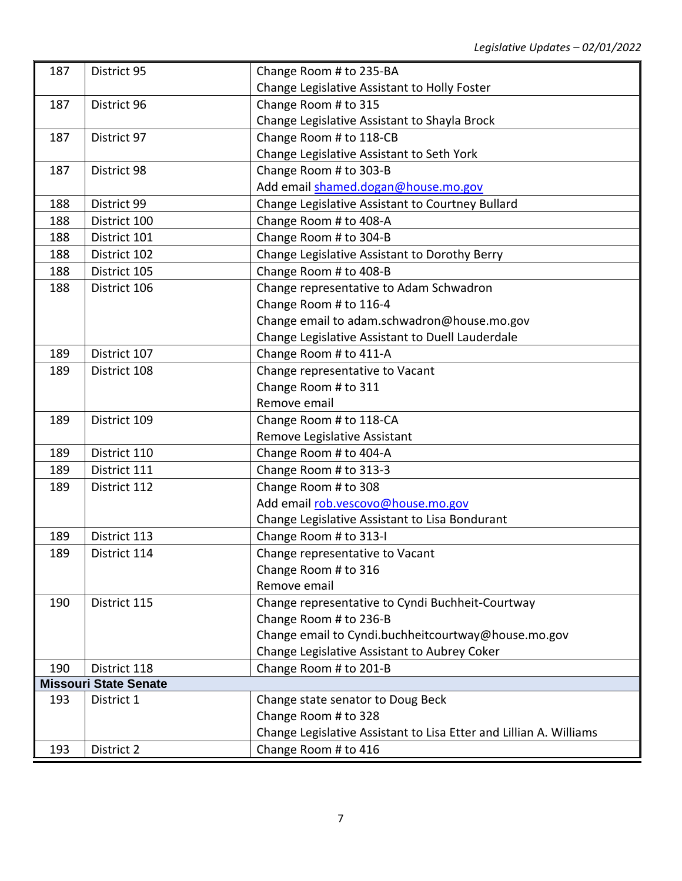| | | |
|---|---|---|
| 187 | District 95 | Change Room # to 235-BA<br>Change Legislative Assistant to Holly Foster |
| 187 | District 96 | Change Room # to 315<br>Change Legislative Assistant to Shayla Brock |
| 187 | District 97 | Change Room # to 118-CB<br>Change Legislative Assistant to Seth York |
| 187 | District 98 | Change Room # to 303-B<br>Add email shamed.dogan@house.mo.gov |
| 188 | District 99 | Change Legislative Assistant to Courtney Bullard |
| 188 | District 100 | Change Room # to 408-A |
| 188 | District 101 | Change Room # to 304-B |
| 188 | District 102 | Change Legislative Assistant to Dorothy Berry |
| 188 | District 105 | Change Room # to 408-B |
| 188 | District 106 | Change representative to Adam Schwadron<br>Change Room # to 116-4<br>Change email to adam.schwadron@house.mo.gov<br>Change Legislative Assistant to Duell Lauderdale |
| 189 | District 107 | Change Room # to 411-A |
| 189 | District 108 | Change representative to Vacant<br>Change Room # to 311<br>Remove email |
| 189 | District 109 | Change Room # to 118-CA<br>Remove Legislative Assistant |
| 189 | District 110 | Change Room # to 404-A |
| 189 | District 111 | Change Room # to 313-3 |
| 189 | District 112 | Change Room # to 308<br>Add email rob.vescovo@house.mo.gov<br>Change Legislative Assistant to Lisa Bondurant |
| 189 | District 113 | Change Room # to 313-I |
| 189 | District 114 | Change representative to Vacant<br>Change Room # to 316<br>Remove email |
| 190 | District 115 | Change representative to Cyndi Buchheit-Courtway<br>Change Room # to 236-B<br>Change email to Cyndi.buchheitcourtway@house.mo.gov<br>Change Legislative Assistant to Aubrey Coker |
| 190 | District 118 | Change Room # to 201-B |
| **Missouri State Senate** | | |
| 193 | District 1 | Change state senator to Doug Beck<br>Change Room # to 328<br>Change Legislative Assistant to Lisa Etter and Lillian A. Williams |
| 193 | District 2 | Change Room # to 416 |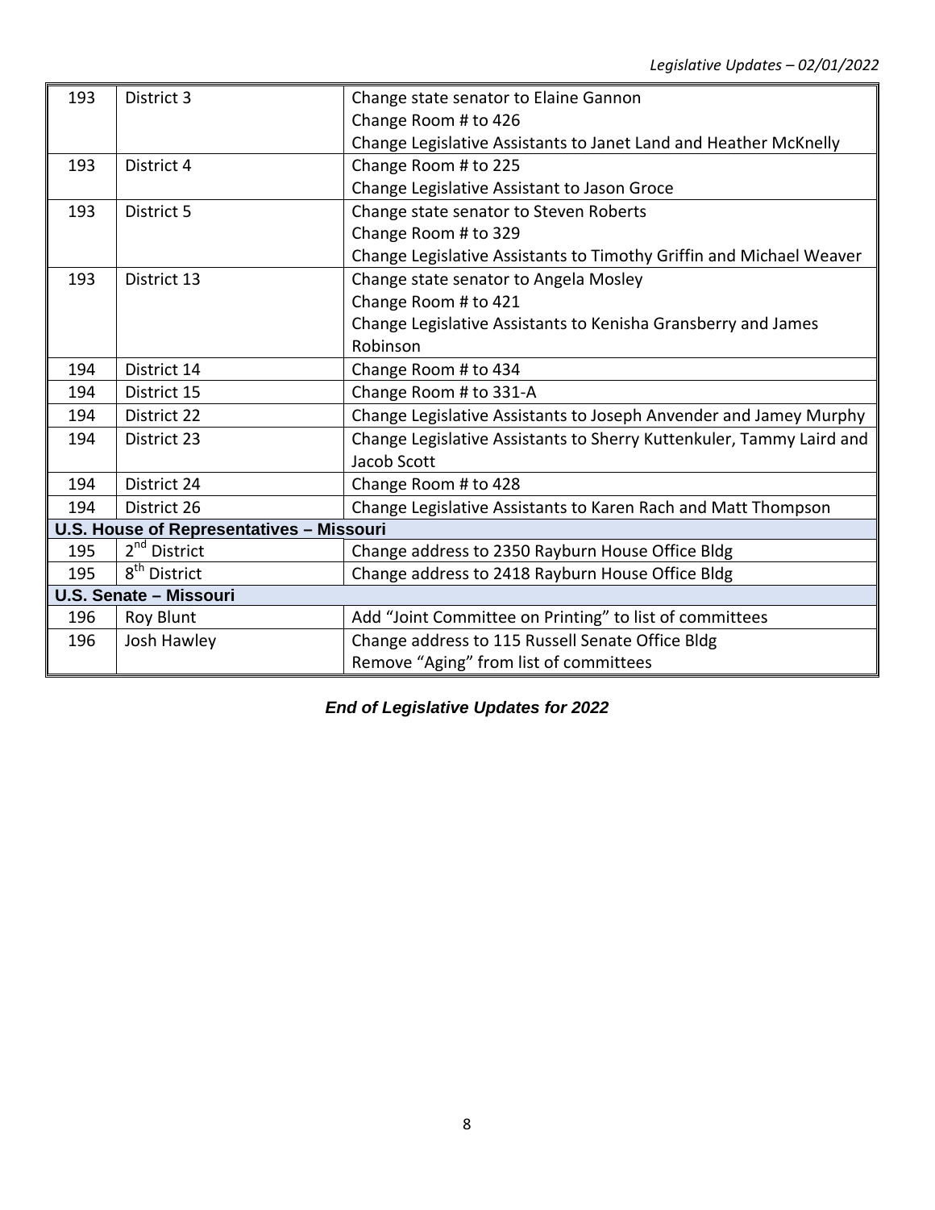| | | |
|---|---|---|
| 193 | District 3 | Change state senator to Elaine Gannon<br>Change Room # to 426<br>Change Legislative Assistants to Janet Land and Heather McKnelly |
| 193 | District 4 | Change Room # to 225<br>Change Legislative Assistant to Jason Groce |
| 193 | District 5 | Change state senator to Steven Roberts<br>Change Room # to 329<br>Change Legislative Assistants to Timothy Griffin and Michael Weaver |
| 193 | District 13 | Change state senator to Angela Mosley<br>Change Room # to 421<br>Change Legislative Assistants to Kenisha Gransberry and James Robinson |
| 194 | District 14 | Change Room # to 434 |
| 194 | District 15 | Change Room # to 331-A |
| 194 | District 22 | Change Legislative Assistants to Joseph Anvender and Jamey Murphy |
| 194 | District 23 | Change Legislative Assistants to Sherry Kuttenkuler, Tammy Laird and Jacob Scott |
| 194 | District 24 | Change Room # to 428 |
| 194 | District 26 | Change Legislative Assistants to Karen Rach and Matt Thompson |
| **U.S. House of Representatives – Missouri** | | |
| 195 | 2nd District | Change address to 2350 Rayburn House Office Bldg |
| 195 | 8th District | Change address to 2418 Rayburn House Office Bldg |
| **U.S. Senate – Missouri** | | |
| 196 | Roy Blunt | Add “Joint Committee on Printing” to list of committees |
| 196 | Josh Hawley | Change address to 115 Russell Senate Office Bldg<br>Remove “Aging” from list of committees |

***End of Legislative Updates for 2022***